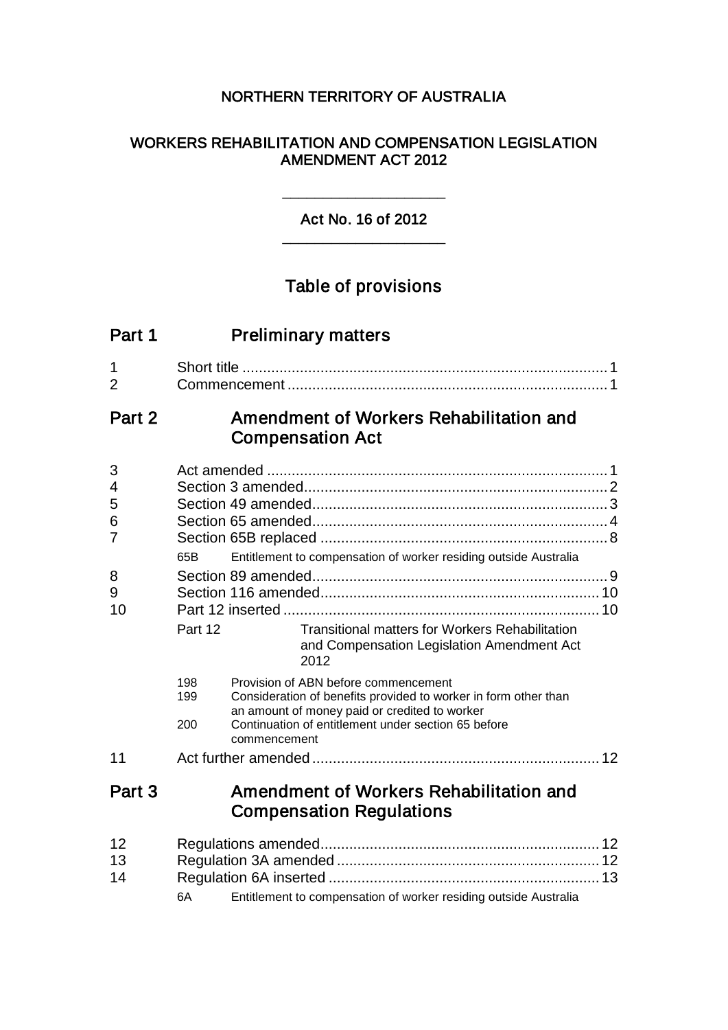NORTHERN TERRITORY OF AUSTRALIA

# WORKERS REHABILITATION AND COMPENSATION LEGISLATION AMENDMENT ACT 2012

Act No. 16 of 2012

## Table of provisions

## Part 1 Preliminary matters

1 Short title ........................................................................................ 1
2 Commencement ............................................................................. 1

## Part 2 Amendment of Workers Rehabilitation and Compensation Act

3 Act amended .................................................................................. 1
4 Section 3 amended.......................................................................... 2
5 Section 49 amended........................................................................ 3
6 Section 65 amended........................................................................ 4
7 Section 65B replaced ...................................................................... 8

65B Entitlement to compensation of worker residing outside Australia

8 Section 89 amended........................................................................ 9
9 Section 116 amended.................................................................... 10
10 Part 12 inserted ............................................................................. 10

Part 12 Transitional matters for Workers Rehabilitation and Compensation Legislation Amendment Act 2012

198 Provision of ABN before commencement
199 Consideration of benefits provided to worker in form other than an amount of money paid or credited to worker
200 Continuation of entitlement under section 65 before commencement

11 Act further amended ...................................................................... 12

## Part 3 Amendment of Workers Rehabilitation and Compensation Regulations

12 Regulations amended.................................................................... 12
13 Regulation 3A amended ................................................................ 12
14 Regulation 6A inserted .................................................................. 13

6A Entitlement to compensation of worker residing outside Australia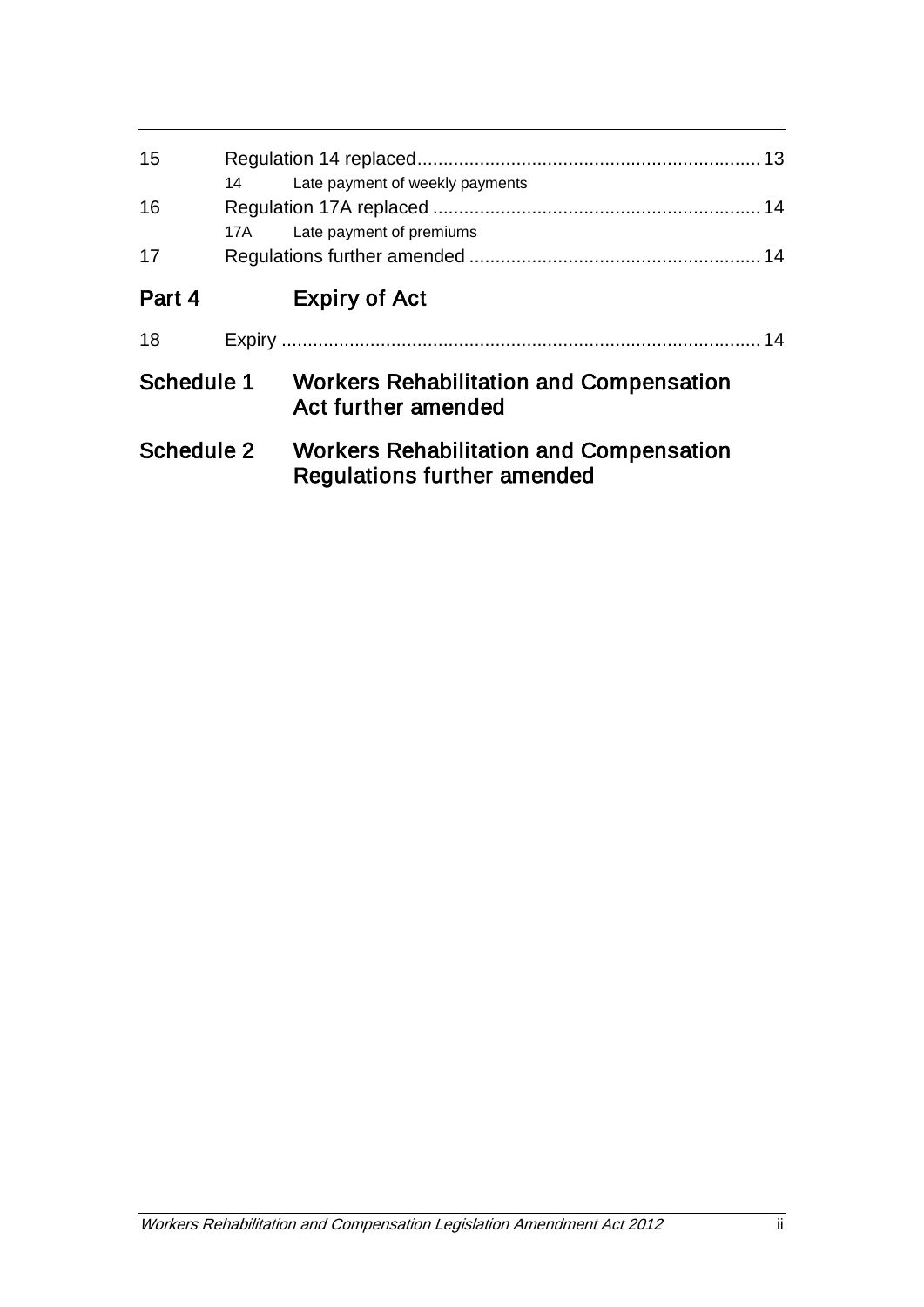15 Regulation 14 replaced ........................................................................ 13

14 Late payment of weekly payments

16 Regulation 17A replaced ...................................................................... 14

17A Late payment of premiums

17 Regulations further amended ............................................................... 14

## Part 4 Expiry of Act

18 Expiry ................................................................................................. 14

## Schedule 1 Workers Rehabilitation and Compensation Act further amended

## Schedule 2 Workers Rehabilitation and Compensation Regulations further amended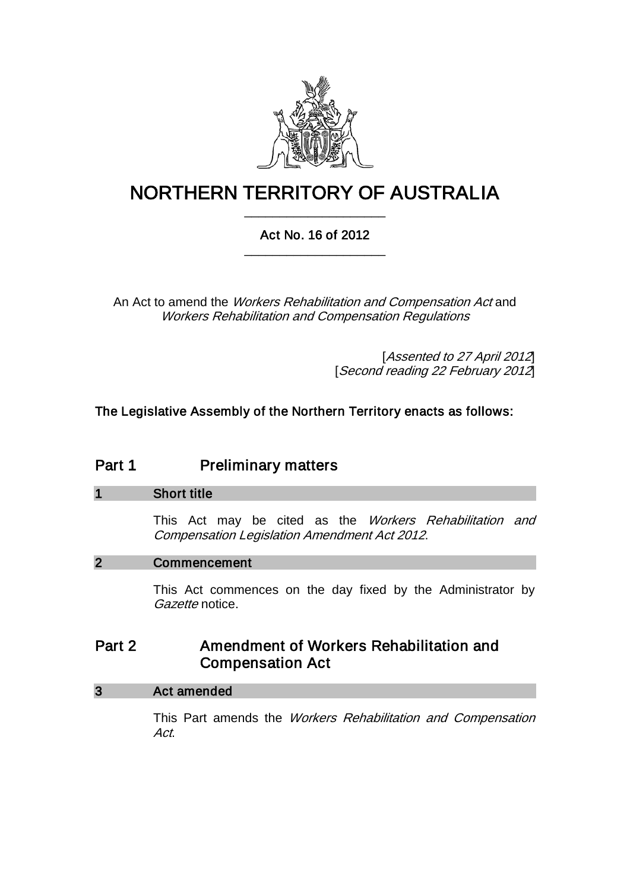# NORTHERN TERRITORY OF AUSTRALIA

### Act No. 16 of 2012

An Act to amend the *Workers Rehabilitation and Compensation Act* and *Workers Rehabilitation and Compensation Regulations*

[*Assented to 27 April 2012*]
[*Second reading 22 February 2012*]

**The Legislative Assembly of the Northern Territory enacts as follows:**

## Part 1 Preliminary matters

### 1 Short title

This Act may be cited as the *Workers Rehabilitation and Compensation Legislation Amendment Act 2012*.

### 2 Commencement

This Act commences on the day fixed by the Administrator by *Gazette* notice.

## Part 2 Amendment of Workers Rehabilitation and Compensation Act

### 3 Act amended

This Part amends the *Workers Rehabilitation and Compensation Act*.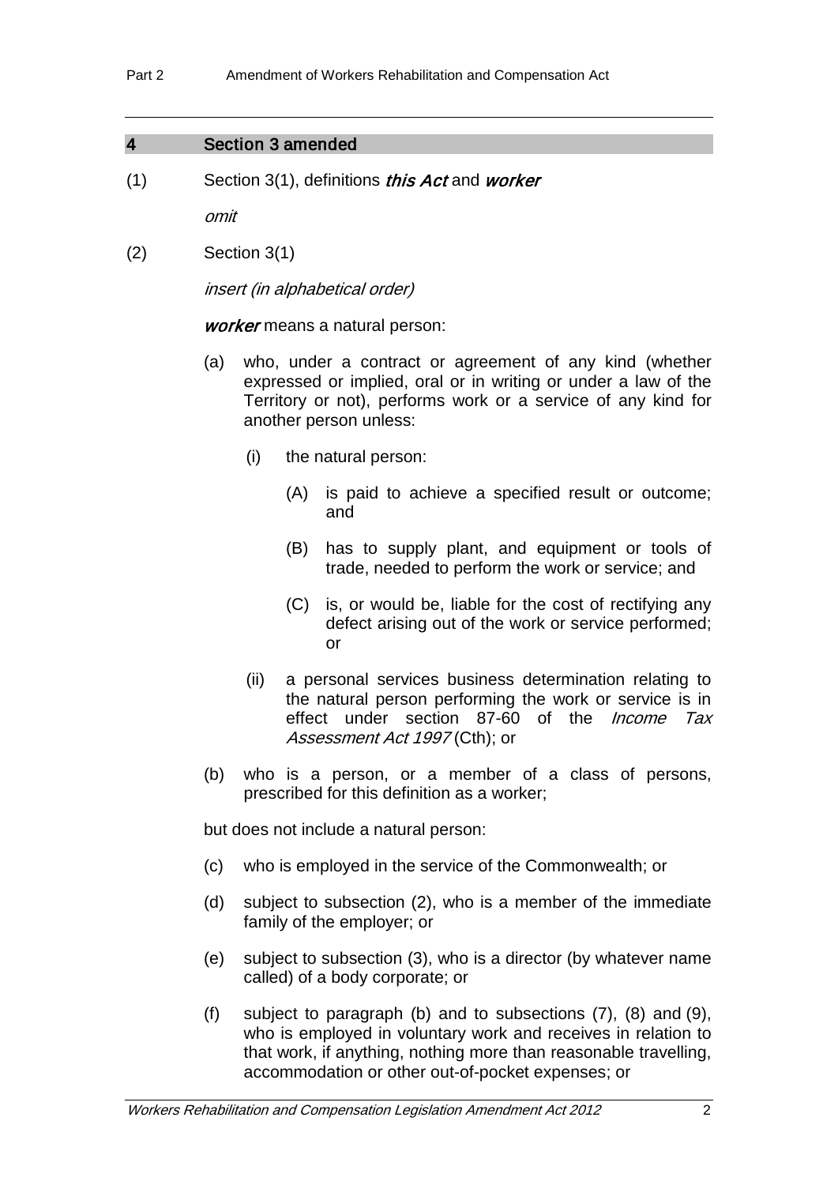### 4 Section 3 amended

(1) Section 3(1), definitions ***this Act*** and ***worker***

*omit*

(2) Section 3(1)

*insert (in alphabetical order)*

***worker*** means a natural person:

(a) who, under a contract or agreement of any kind (whether expressed or implied, oral or in writing or under a law of the Territory or not), performs work or a service of any kind for another person unless:

(i) the natural person:

(A) is paid to achieve a specified result or outcome; and

(B) has to supply plant, and equipment or tools of trade, needed to perform the work or service; and

(C) is, or would be, liable for the cost of rectifying any defect arising out of the work or service performed; or

(ii) a personal services business determination relating to the natural person performing the work or service is in effect under section 87-60 of the *Income Tax Assessment Act 1997* (Cth); or

(b) who is a person, or a member of a class of persons, prescribed for this definition as a worker;

but does not include a natural person:

(c) who is employed in the service of the Commonwealth; or

(d) subject to subsection (2), who is a member of the immediate family of the employer; or

(e) subject to subsection (3), who is a director (by whatever name called) of a body corporate; or

(f) subject to paragraph (b) and to subsections (7), (8) and (9), who is employed in voluntary work and receives in relation to that work, if anything, nothing more than reasonable travelling, accommodation or other out-of-pocket expenses; or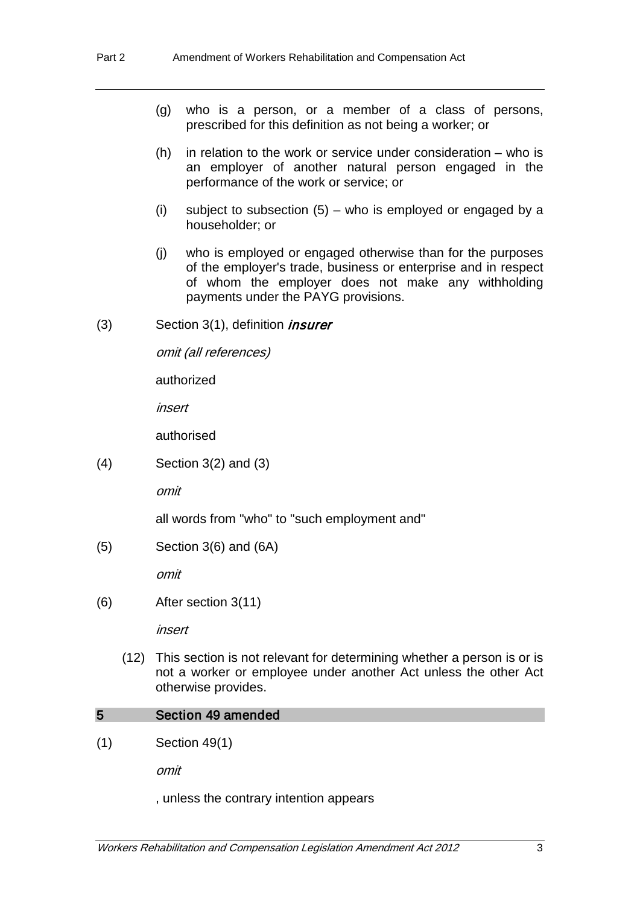(g) who is a person, or a member of a class of persons, prescribed for this definition as not being a worker; or

(h) in relation to the work or service under consideration – who is an employer of another natural person engaged in the performance of the work or service; or

(i) subject to subsection (5) – who is employed or engaged by a householder; or

(j) who is employed or engaged otherwise than for the purposes of the employer's trade, business or enterprise and in respect of whom the employer does not make any withholding payments under the PAYG provisions.

(3) Section 3(1), definition ***insurer***

*omit (all references)*

authorized

*insert*

authorised

(4) Section 3(2) and (3)

*omit*

all words from "who" to "such employment and"

(5) Section 3(6) and (6A)

*omit*

(6) After section 3(11)

*insert*

(12) This section is not relevant for determining whether a person is or is not a worker or employee under another Act unless the other Act otherwise provides.

## 5 Section 49 amended

(1) Section 49(1)

*omit*

, unless the contrary intention appears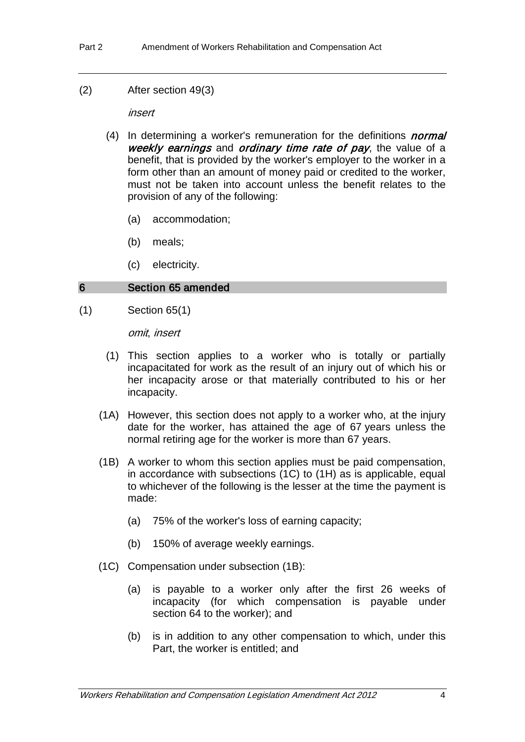(2) After section 49(3)

*insert*

(4) In determining a worker's remuneration for the definitions ***normal weekly earnings*** and ***ordinary time rate of pay***, the value of a benefit, that is provided by the worker's employer to the worker in a form other than an amount of money paid or credited to the worker, must not be taken into account unless the benefit relates to the provision of any of the following:

(a) accommodation;

(b) meals;

(c) electricity.

## 6 Section 65 amended

(1) Section 65(1)

*omit*, *insert*

(1) This section applies to a worker who is totally or partially incapacitated for work as the result of an injury out of which his or her incapacity arose or that materially contributed to his or her incapacity.

(1A) However, this section does not apply to a worker who, at the injury date for the worker, has attained the age of 67 years unless the normal retiring age for the worker is more than 67 years.

(1B) A worker to whom this section applies must be paid compensation, in accordance with subsections (1C) to (1H) as is applicable, equal to whichever of the following is the lesser at the time the payment is made:

(a) 75% of the worker's loss of earning capacity;

(b) 150% of average weekly earnings.

(1C) Compensation under subsection (1B):

(a) is payable to a worker only after the first 26 weeks of incapacity (for which compensation is payable under section 64 to the worker); and

(b) is in addition to any other compensation to which, under this Part, the worker is entitled; and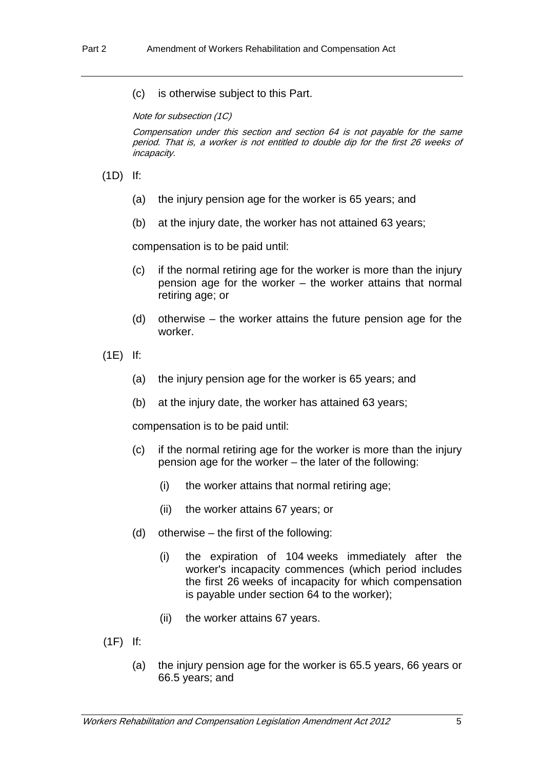(c) is otherwise subject to this Part.

*Note for subsection (1C)*

*Compensation under this section and section 64 is not payable for the same period. That is, a worker is not entitled to double dip for the first 26 weeks of incapacity.*

(1D) If:

(a) the injury pension age for the worker is 65 years; and

(b) at the injury date, the worker has not attained 63 years;

compensation is to be paid until:

(c) if the normal retiring age for the worker is more than the injury pension age for the worker – the worker attains that normal retiring age; or

(d) otherwise – the worker attains the future pension age for the worker.

(1E) If:

(a) the injury pension age for the worker is 65 years; and

(b) at the injury date, the worker has attained 63 years;

compensation is to be paid until:

(c) if the normal retiring age for the worker is more than the injury pension age for the worker – the later of the following:

(i) the worker attains that normal retiring age;

(ii) the worker attains 67 years; or

(d) otherwise – the first of the following:

(i) the expiration of 104 weeks immediately after the worker's incapacity commences (which period includes the first 26 weeks of incapacity for which compensation is payable under section 64 to the worker);

(ii) the worker attains 67 years.

(1F) If:

(a) the injury pension age for the worker is 65.5 years, 66 years or 66.5 years; and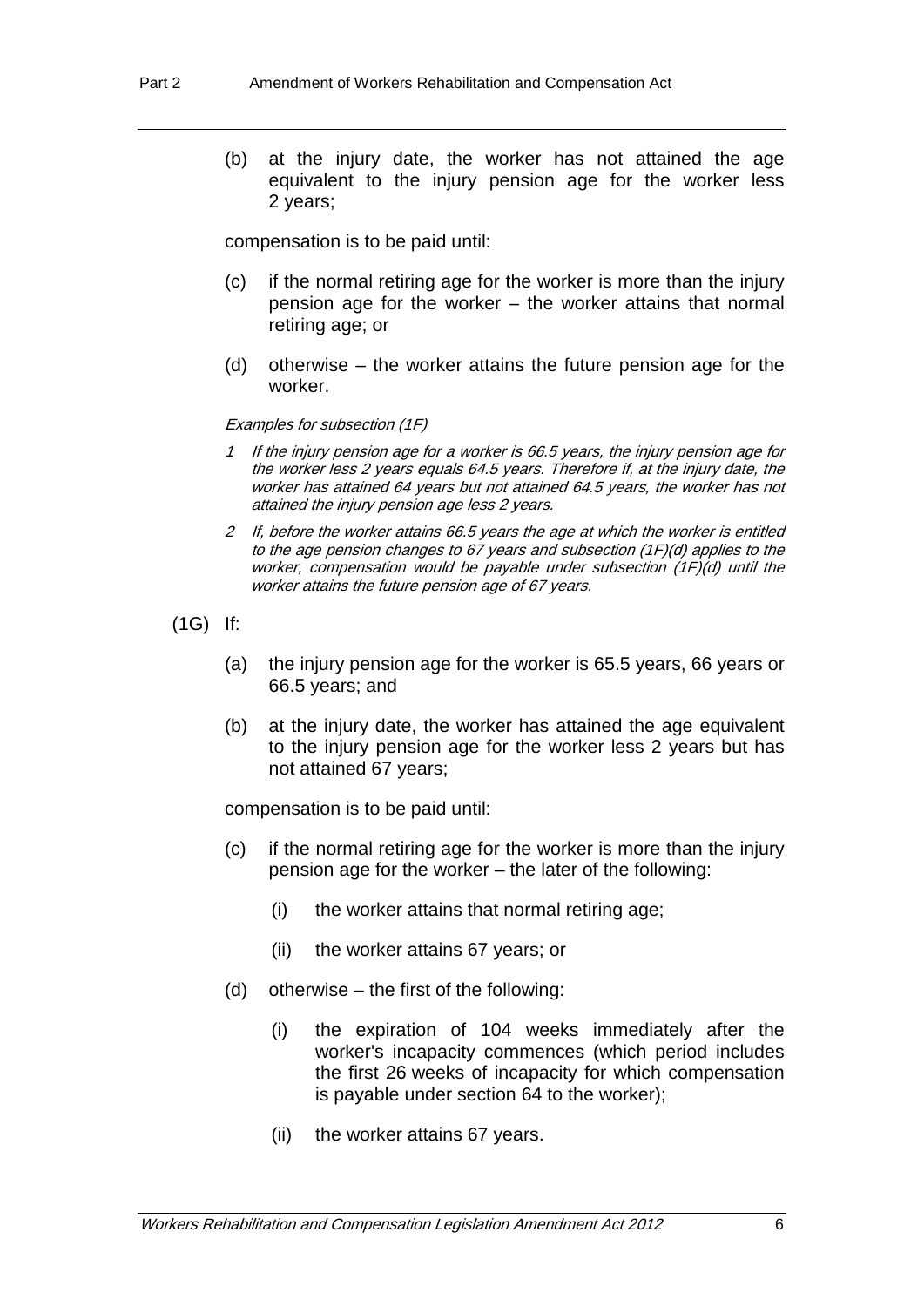(b) at the injury date, the worker has not attained the age equivalent to the injury pension age for the worker less 2 years;

compensation is to be paid until:

(c) if the normal retiring age for the worker is more than the injury pension age for the worker – the worker attains that normal retiring age; or

(d) otherwise – the worker attains the future pension age for the worker.

*Examples for subsection (1F)*

*1 If the injury pension age for a worker is 66.5 years, the injury pension age for the worker less 2 years equals 64.5 years. Therefore if, at the injury date, the worker has attained 64 years but not attained 64.5 years, the worker has not attained the injury pension age less 2 years.*

*2 If, before the worker attains 66.5 years the age at which the worker is entitled to the age pension changes to 67 years and subsection (1F)(d) applies to the worker, compensation would be payable under subsection (1F)(d) until the worker attains the future pension age of 67 years.*

(1G) If:

(a) the injury pension age for the worker is 65.5 years, 66 years or 66.5 years; and

(b) at the injury date, the worker has attained the age equivalent to the injury pension age for the worker less 2 years but has not attained 67 years;

compensation is to be paid until:

(c) if the normal retiring age for the worker is more than the injury pension age for the worker – the later of the following:

(i) the worker attains that normal retiring age;

(ii) the worker attains 67 years; or

(d) otherwise – the first of the following:

(i) the expiration of 104 weeks immediately after the worker's incapacity commences (which period includes the first 26 weeks of incapacity for which compensation is payable under section 64 to the worker);

(ii) the worker attains 67 years.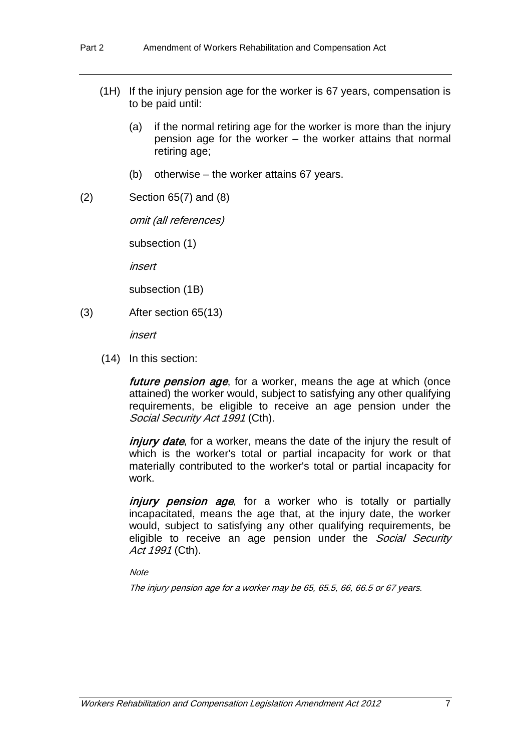(1H) If the injury pension age for the worker is 67 years, compensation is to be paid until:

(a) if the normal retiring age for the worker is more than the injury pension age for the worker – the worker attains that normal retiring age;

(b) otherwise – the worker attains 67 years.

(2) Section 65(7) and (8)

*omit (all references)*

subsection (1)

*insert*

subsection (1B)

(3) After section 65(13)

*insert*

(14) In this section:

***future pension age***, for a worker, means the age at which (once attained) the worker would, subject to satisfying any other qualifying requirements, be eligible to receive an age pension under the *Social Security Act 1991* (Cth).

***injury date***, for a worker, means the date of the injury the result of which is the worker's total or partial incapacity for work or that materially contributed to the worker's total or partial incapacity for work.

***injury pension age***, for a worker who is totally or partially incapacitated, means the age that, at the injury date, the worker would, subject to satisfying any other qualifying requirements, be eligible to receive an age pension under the *Social Security Act 1991* (Cth).

*Note*

*The injury pension age for a worker may be 65, 65.5, 66, 66.5 or 67 years.*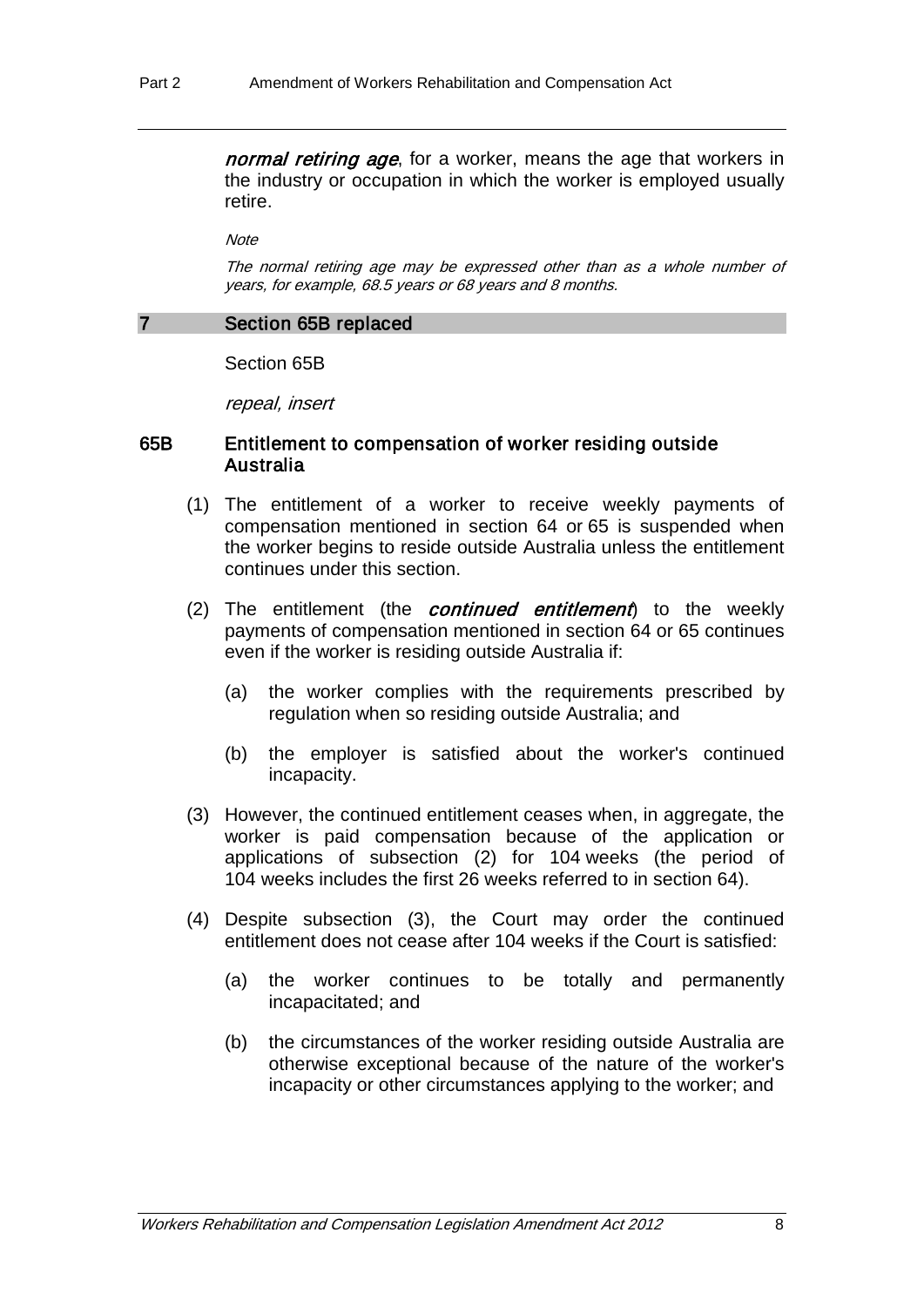***normal retiring age***, for a worker, means the age that workers in the industry or occupation in which the worker is employed usually retire.

*Note*

*The normal retiring age may be expressed other than as a whole number of years, for example, 68.5 years or 68 years and 8 months.*

## 7 Section 65B replaced

Section 65B

*repeal, insert*

### 65B Entitlement to compensation of worker residing outside Australia

(1) The entitlement of a worker to receive weekly payments of compensation mentioned in section 64 or 65 is suspended when the worker begins to reside outside Australia unless the entitlement continues under this section.

(2) The entitlement (the ***continued entitlement***) to the weekly payments of compensation mentioned in section 64 or 65 continues even if the worker is residing outside Australia if:

(a) the worker complies with the requirements prescribed by regulation when so residing outside Australia; and

(b) the employer is satisfied about the worker's continued incapacity.

(3) However, the continued entitlement ceases when, in aggregate, the worker is paid compensation because of the application or applications of subsection (2) for 104 weeks (the period of 104 weeks includes the first 26 weeks referred to in section 64).

(4) Despite subsection (3), the Court may order the continued entitlement does not cease after 104 weeks if the Court is satisfied:

(a) the worker continues to be totally and permanently incapacitated; and

(b) the circumstances of the worker residing outside Australia are otherwise exceptional because of the nature of the worker's incapacity or other circumstances applying to the worker; and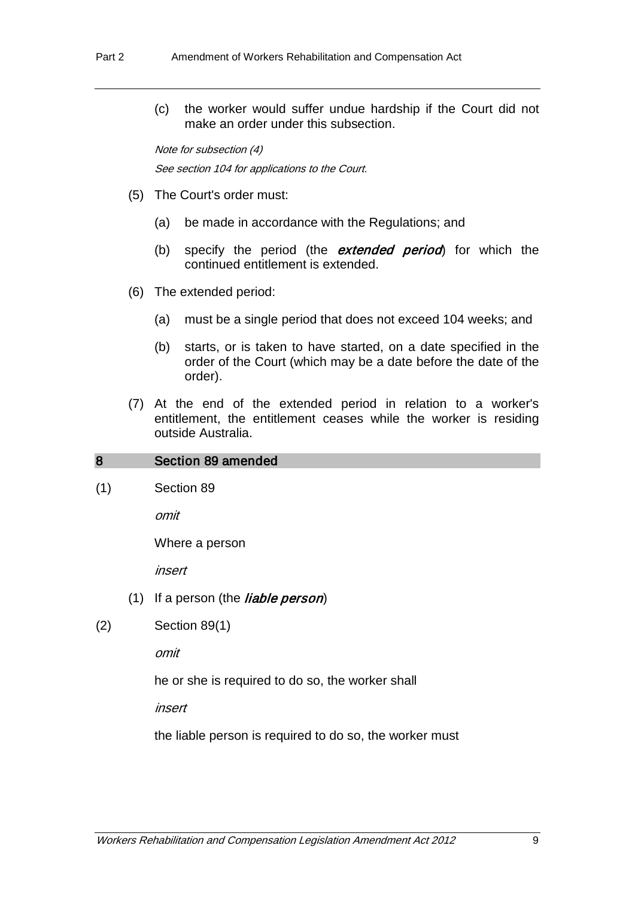(c) the worker would suffer undue hardship if the Court did not make an order under this subsection.

*Note for subsection (4)*

*See section 104 for applications to the Court.*

(5) The Court's order must:

(a) be made in accordance with the Regulations; and

(b) specify the period (the ***extended period***) for which the continued entitlement is extended.

(6) The extended period:

(a) must be a single period that does not exceed 104 weeks; and

(b) starts, or is taken to have started, on a date specified in the order of the Court (which may be a date before the date of the order).

(7) At the end of the extended period in relation to a worker's entitlement, the entitlement ceases while the worker is residing outside Australia.

## 8 Section 89 amended

(1) Section 89

*omit*

Where a person

*insert*

(1) If a person (the ***liable person***)

(2) Section 89(1)

*omit*

he or she is required to do so, the worker shall

*insert*

the liable person is required to do so, the worker must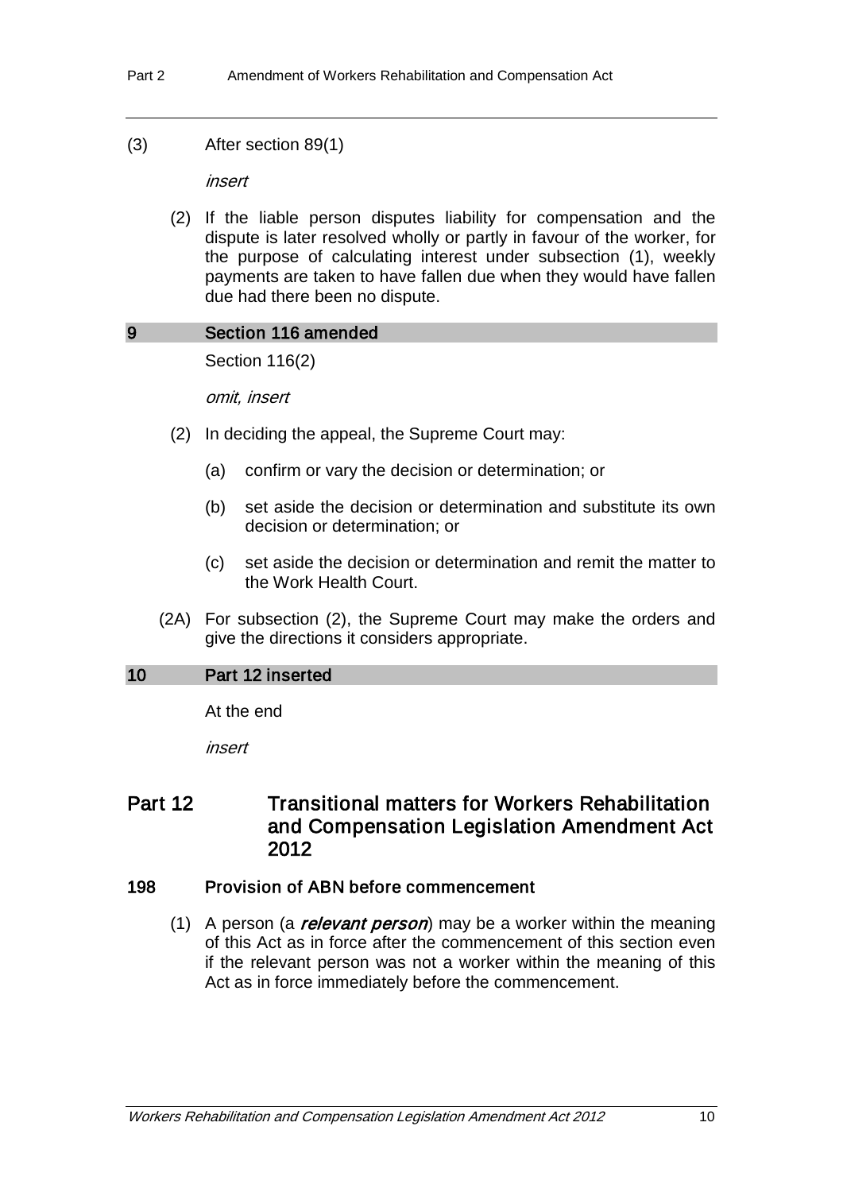(3) After section 89(1)

*insert*

(2) If the liable person disputes liability for compensation and the dispute is later resolved wholly or partly in favour of the worker, for the purpose of calculating interest under subsection (1), weekly payments are taken to have fallen due when they would have fallen due had there been no dispute.

## 9 Section 116 amended

Section 116(2)

*omit, insert*

(2) In deciding the appeal, the Supreme Court may:

(a) confirm or vary the decision or determination; or

(b) set aside the decision or determination and substitute its own decision or determination; or

(c) set aside the decision or determination and remit the matter to the Work Health Court.

(2A) For subsection (2), the Supreme Court may make the orders and give the directions it considers appropriate.

## 10 Part 12 inserted

At the end

*insert*

# Part 12 Transitional matters for Workers Rehabilitation and Compensation Legislation Amendment Act 2012

### 198 Provision of ABN before commencement

(1) A person (a ***relevant person***) may be a worker within the meaning of this Act as in force after the commencement of this section even if the relevant person was not a worker within the meaning of this Act as in force immediately before the commencement.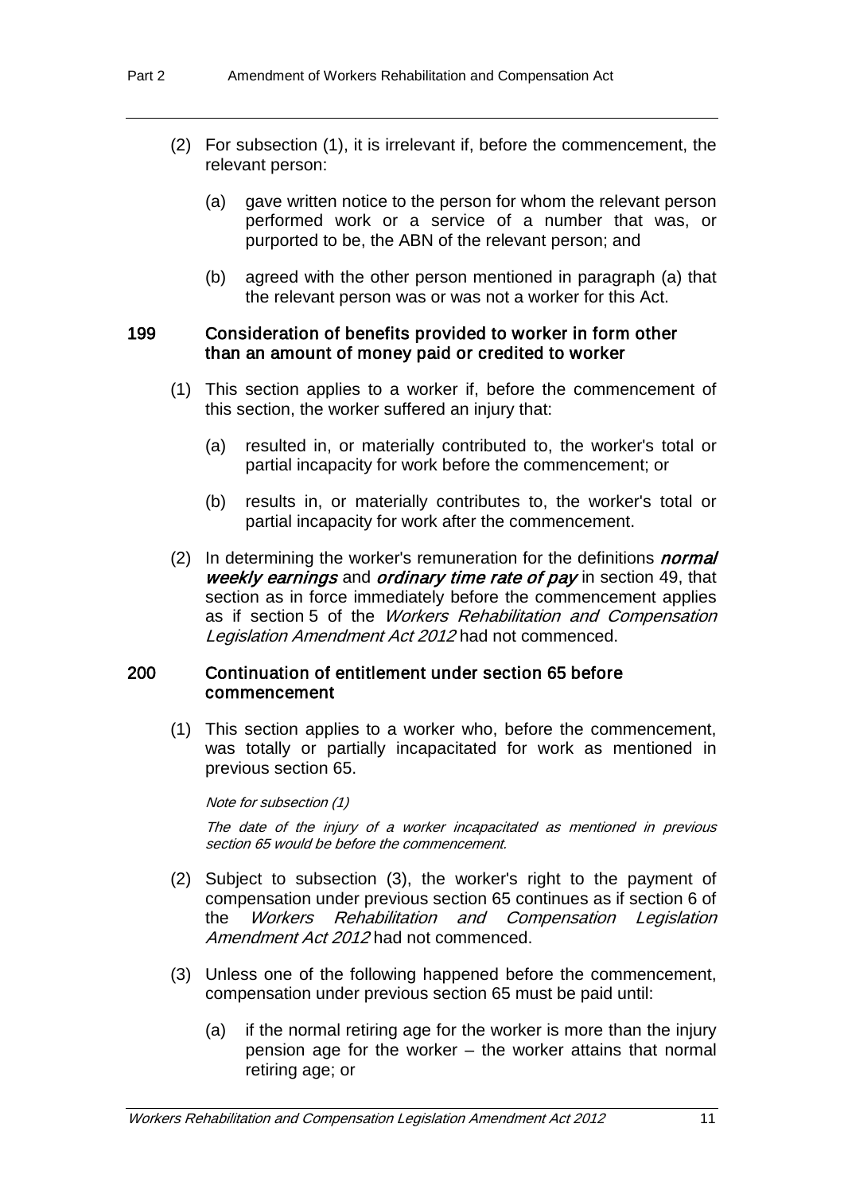(2) For subsection (1), it is irrelevant if, before the commencement, the relevant person:

(a) gave written notice to the person for whom the relevant person performed work or a service of a number that was, or purported to be, the ABN of the relevant person; and

(b) agreed with the other person mentioned in paragraph (a) that the relevant person was or was not a worker for this Act.

### 199 Consideration of benefits provided to worker in form other than an amount of money paid or credited to worker

(1) This section applies to a worker if, before the commencement of this section, the worker suffered an injury that:

(a) resulted in, or materially contributed to, the worker's total or partial incapacity for work before the commencement; or

(b) results in, or materially contributes to, the worker's total or partial incapacity for work after the commencement.

(2) In determining the worker's remuneration for the definitions ***normal weekly earnings*** and ***ordinary time rate of pay*** in section 49, that section as in force immediately before the commencement applies as if section 5 of the *Workers Rehabilitation and Compensation Legislation Amendment Act 2012* had not commenced.

### 200 Continuation of entitlement under section 65 before commencement

(1) This section applies to a worker who, before the commencement, was totally or partially incapacitated for work as mentioned in previous section 65.

*Note for subsection (1)*

*The date of the injury of a worker incapacitated as mentioned in previous section 65 would be before the commencement.*

(2) Subject to subsection (3), the worker's right to the payment of compensation under previous section 65 continues as if section 6 of the *Workers Rehabilitation and Compensation Legislation Amendment Act 2012* had not commenced.

(3) Unless one of the following happened before the commencement, compensation under previous section 65 must be paid until:

(a) if the normal retiring age for the worker is more than the injury pension age for the worker – the worker attains that normal retiring age; or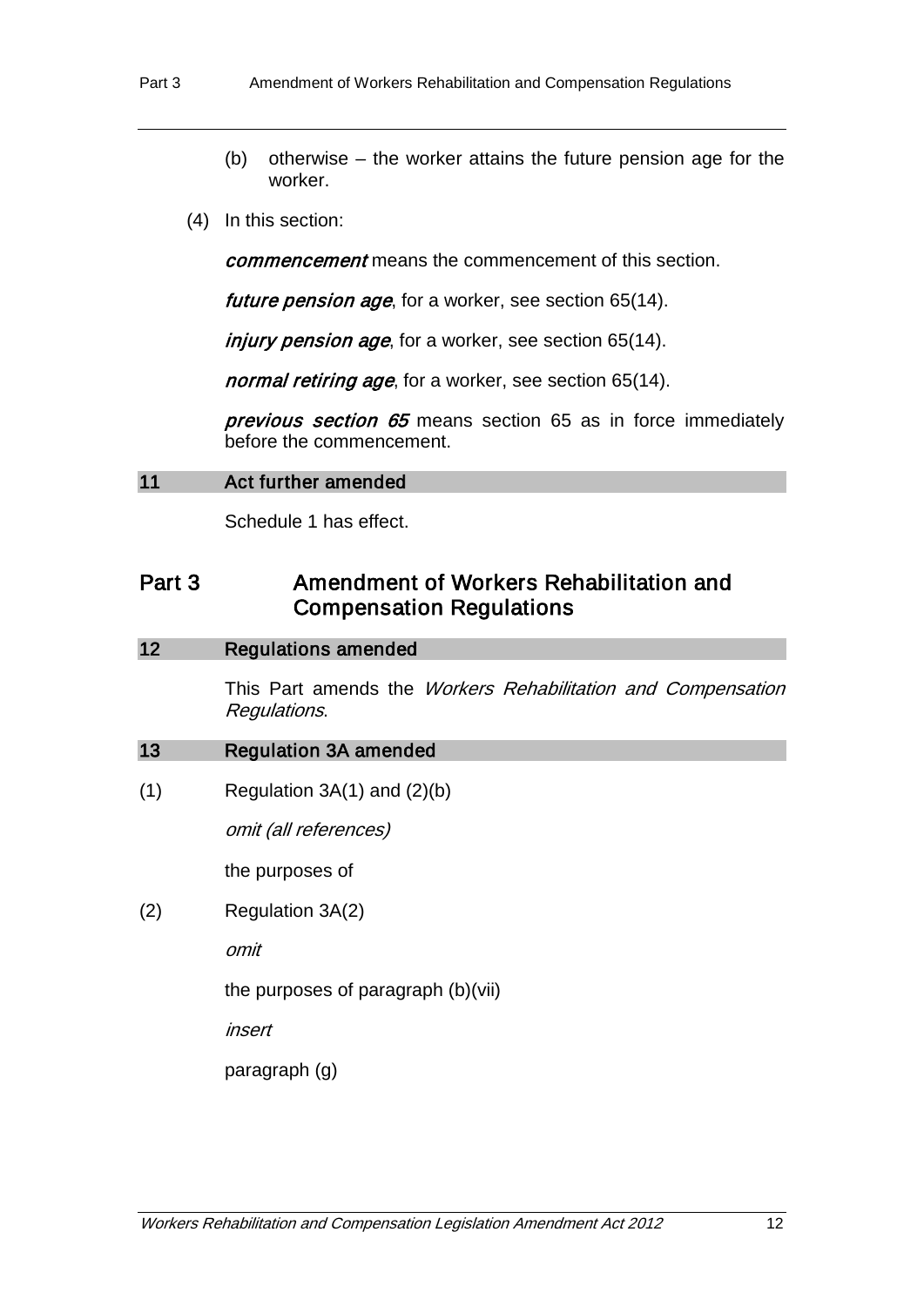(b) otherwise – the worker attains the future pension age for the worker.

(4) In this section:

***commencement*** means the commencement of this section.

***future pension age***, for a worker, see section 65(14).

***injury pension age***, for a worker, see section 65(14).

***normal retiring age***, for a worker, see section 65(14).

***previous section 65*** means section 65 as in force immediately before the commencement.

### 11 Act further amended

Schedule 1 has effect.

## Part 3 Amendment of Workers Rehabilitation and Compensation Regulations

### 12 Regulations amended

This Part amends the *Workers Rehabilitation and Compensation Regulations*.

### 13 Regulation 3A amended

(1) Regulation 3A(1) and (2)(b)

*omit (all references)*

the purposes of

(2) Regulation 3A(2)

*omit*

the purposes of paragraph (b)(vii)

*insert*

paragraph (g)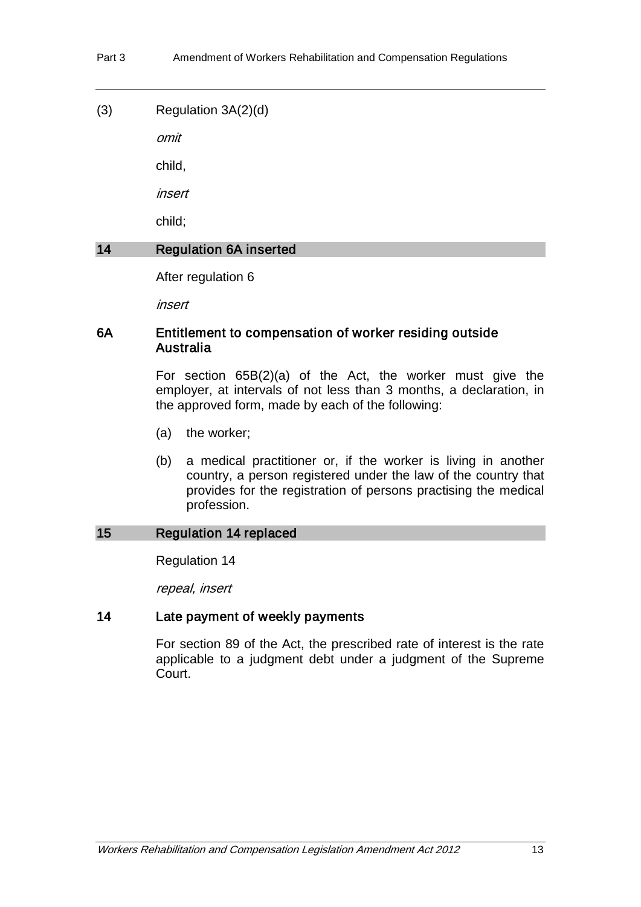(3) Regulation 3A(2)(d)

*omit*

child,

*insert*

child;

## 14 Regulation 6A inserted

After regulation 6

*insert*

### 6A Entitlement to compensation of worker residing outside Australia

For section 65B(2)(a) of the Act, the worker must give the employer, at intervals of not less than 3 months, a declaration, in the approved form, made by each of the following:

(a) the worker;

(b) a medical practitioner or, if the worker is living in another country, a person registered under the law of the country that provides for the registration of persons practising the medical profession.

## 15 Regulation 14 replaced

Regulation 14

*repeal, insert*

### 14 Late payment of weekly payments

For section 89 of the Act, the prescribed rate of interest is the rate applicable to a judgment debt under a judgment of the Supreme Court.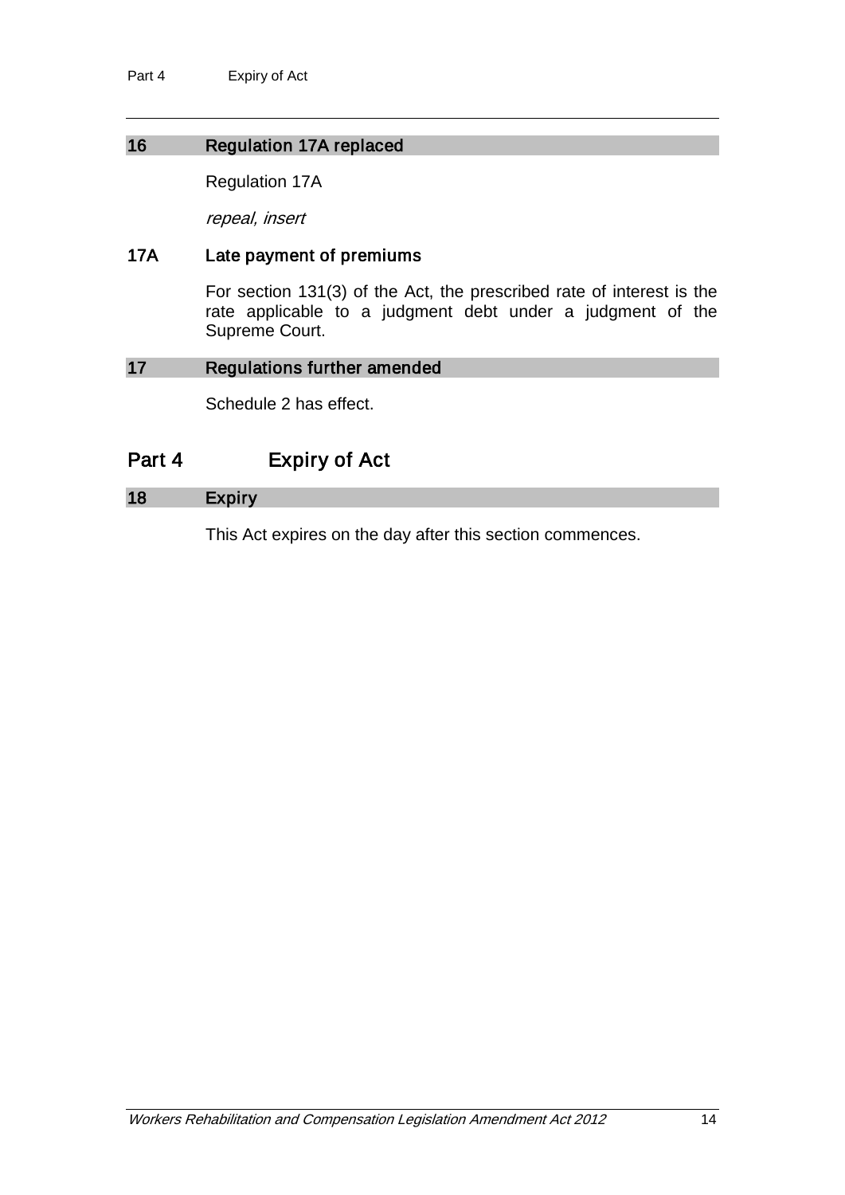### 16 Regulation 17A replaced

Regulation 17A

*repeal, insert*

### 17A Late payment of premiums

For section 131(3) of the Act, the prescribed rate of interest is the rate applicable to a judgment debt under a judgment of the Supreme Court.

### 17 Regulations further amended

Schedule 2 has effect.

## Part 4 Expiry of Act

### 18 Expiry

This Act expires on the day after this section commences.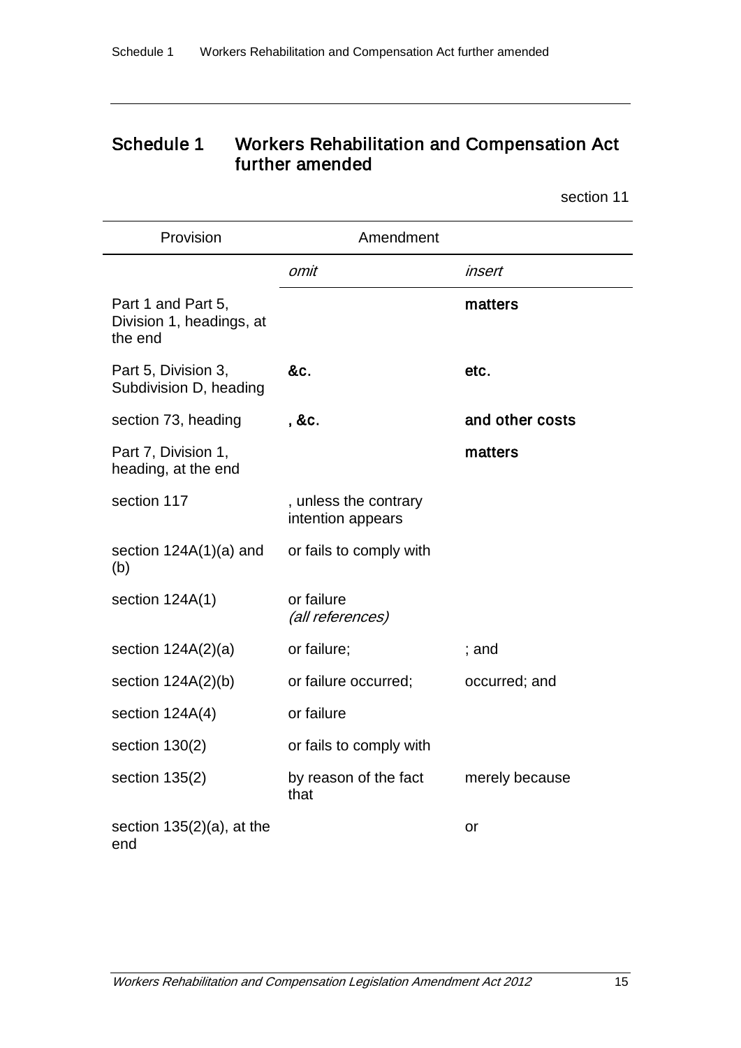# Schedule 1 Workers Rehabilitation and Compensation Act further amended

section 11

| Provision | Amendment | |
|---|---|---|
| | *omit* | *insert* |
| Part 1 and Part 5, Division 1, headings, at the end | | **matters** |
| Part 5, Division 3, Subdivision D, heading | **&c.** | **etc.** |
| section 73, heading | **, &c.** | **and other costs** |
| Part 7, Division 1, heading, at the end | | **matters** |
| section 117 | , unless the contrary intention appears | |
| section 124A(1)(a) and (b) | or fails to comply with | |
| section 124A(1) | or failure *(all references)* | |
| section 124A(2)(a) | or failure; | ; and |
| section 124A(2)(b) | or failure occurred; | occurred; and |
| section 124A(4) | or failure | |
| section 130(2) | or fails to comply with | |
| section 135(2) | by reason of the fact that | merely because |
| section 135(2)(a), at the end | | or |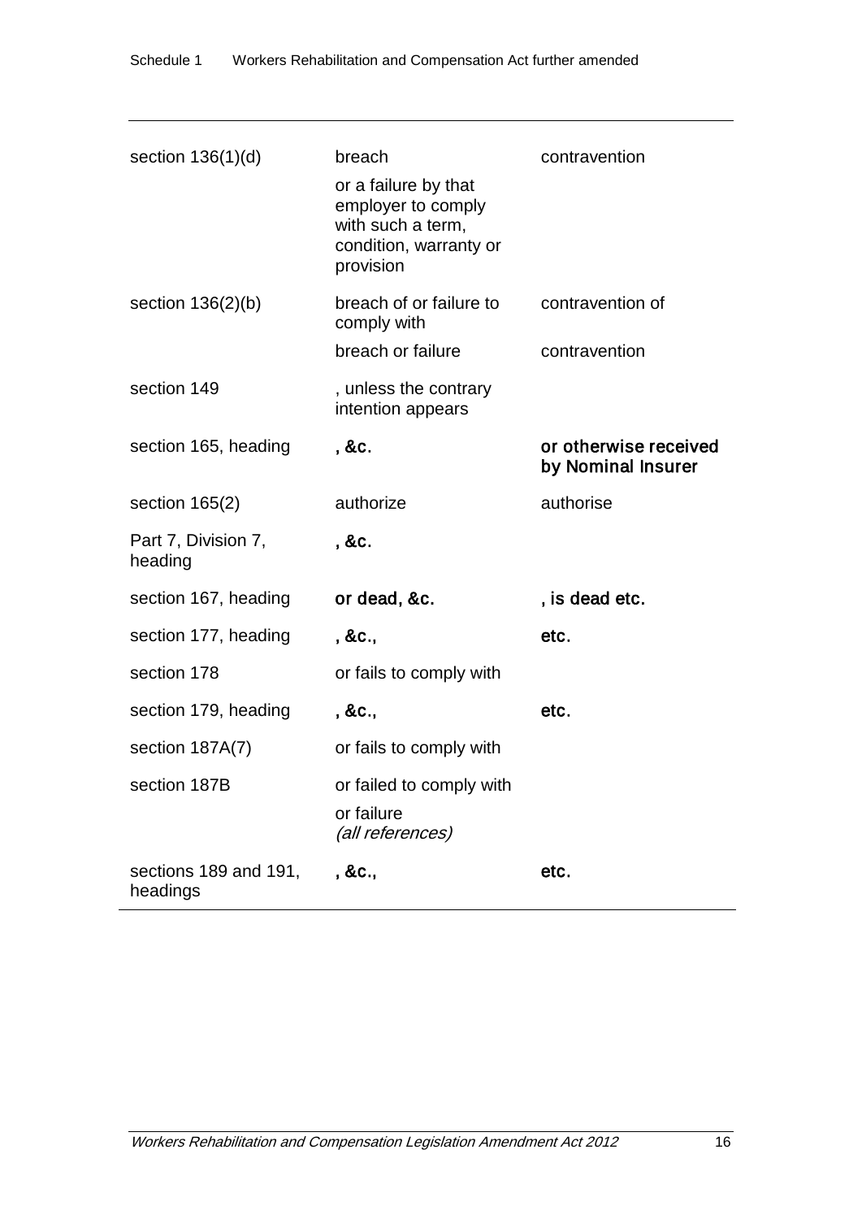| | | |
|---|---|---|
| section 136(1)(d) | breach | contravention |
| | or a failure by that employer to comply with such a term, condition, warranty or provision | |
| section 136(2)(b) | breach of or failure to comply with | contravention of |
| | breach or failure | contravention |
| section 149 | , unless the contrary intention appears | |
| section 165, heading | **, &c.** | **or otherwise received by Nominal Insurer** |
| section 165(2) | authorize | authorise |
| Part 7, Division 7, heading | **, &c.** | |
| section 167, heading | **or dead, &c.** | **, is dead etc.** |
| section 177, heading | **, &c.,** | **etc.** |
| section 178 | or fails to comply with | |
| section 179, heading | **, &c.,** | **etc.** |
| section 187A(7) | or fails to comply with | |
| section 187B | or failed to comply with | |
| | or failure *(all references)* | |
| sections 189 and 191, headings | **, &c.,** | **etc.** |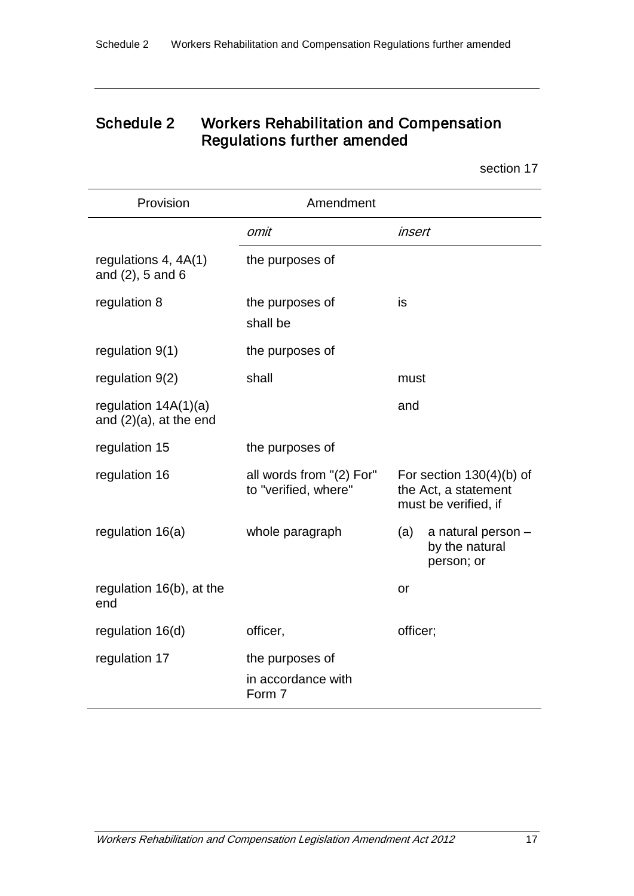# Schedule 2 Workers Rehabilitation and Compensation Regulations further amended

section 17

| Provision | Amendment | |
|---|---|---|
| | *omit* | *insert* |
| regulations 4, 4A(1) and (2), 5 and 6 | the purposes of | |
| regulation 8 | the purposes of<br>shall be | is |
| regulation 9(1) | the purposes of | |
| regulation 9(2) | shall | must |
| regulation 14A(1)(a) and (2)(a), at the end | | and |
| regulation 15 | the purposes of | |
| regulation 16 | all words from "(2) For" to "verified, where" | For section 130(4)(b) of the Act, a statement must be verified, if |
| regulation 16(a) | whole paragraph | (a) a natural person – by the natural person; or |
| regulation 16(b), at the end | | or |
| regulation 16(d) | officer, | officer; |
| regulation 17 | the purposes of<br>in accordance with Form 7 | |